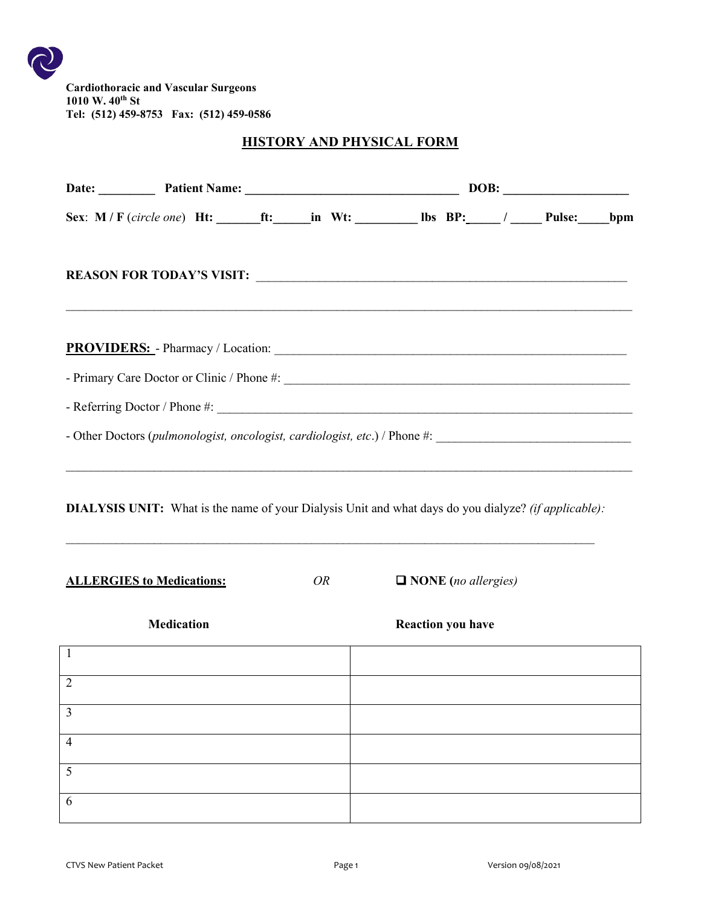**Cardiothoracic and Vascular Surgeons**
**1010 W. 40th St**
**Tel: (512) 459-8753 Fax: (512) 459-0586**

## HISTORY AND PHYSICAL FORM

**Date:** _________ **Patient Name:** _________________________________ **DOB:** ___________________

**Sex**: **M / F** (*circle one*) **Ht:** _______**ft:**______**in** **Wt:** __________ **lbs** **BP:**_____ / _____ **Pulse:**_____**bpm**

**REASON FOR TODAY'S VISIT:** ___________________________________________________________

_____________________________________________________________________________________

**PROVIDERS:** - Pharmacy / Location: _______________________________________________________

- Primary Care Doctor or Clinic / Phone #: ____________________________________________________

- Referring Doctor / Phone #: _______________________________________________________________

- Other Doctors (*pulmonologist, oncologist, cardiologist, etc*.) / Phone #: ______________________________

_____________________________________________________________________________________

**DIALYSIS UNIT:** What is the name of your Dialysis Unit and what days do you dialyze? *(if applicable):*

_____________________________________________________________________________________

**ALLERGIES to Medications:** *OR* ❑ **NONE (***no allergies)*

| Medication | Reaction you have |
|---|---|
| 1 | |
| 2 | |
| 3 | |
| 4 | |
| 5 | |
| 6 | |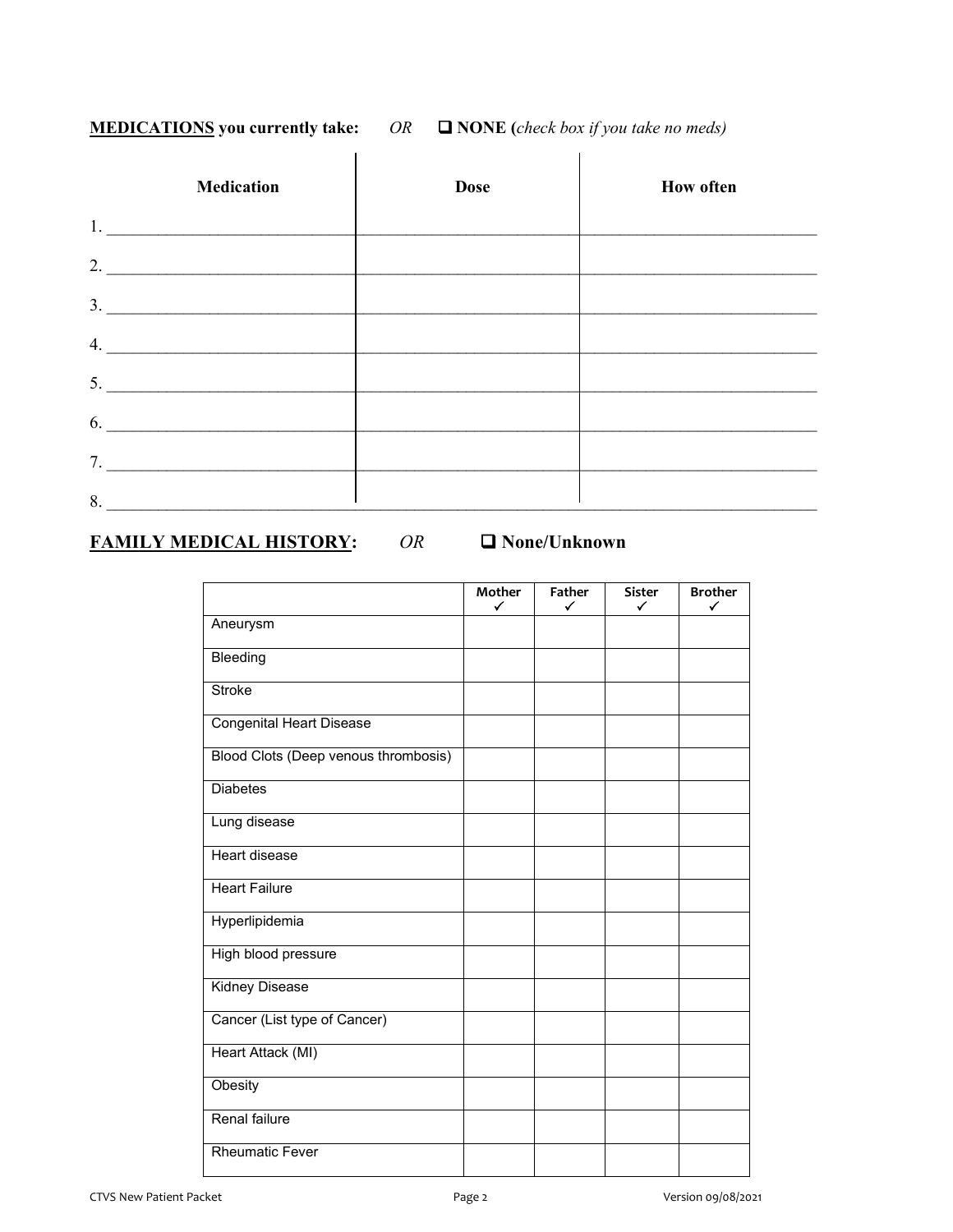**<u>MEDICATIONS</u> you currently take:** *OR* ❑ **NONE (***check box if you take no meds)*

| Medication | Dose | How often |
|---|---|---|
| 1. | | |
| 2. | | |
| 3. | | |
| 4. | | |
| 5. | | |
| 6. | | |
| 7. | | |
| 8. | | |

## <u>FAMILY MEDICAL HISTORY</u>: *OR* ❑ None/Unknown

| | Mother ✓ | Father ✓ | Sister ✓ | Brother ✓ |
|---|---|---|---|---|
| Aneurysm | | | | |
| Bleeding | | | | |
| Stroke | | | | |
| Congenital Heart Disease | | | | |
| Blood Clots (Deep venous thrombosis) | | | | |
| Diabetes | | | | |
| Lung disease | | | | |
| Heart disease | | | | |
| Heart Failure | | | | |
| Hyperlipidemia | | | | |
| High blood pressure | | | | |
| Kidney Disease | | | | |
| Cancer (List type of Cancer) | | | | |
| Heart Attack (MI) | | | | |
| Obesity | | | | |
| Renal failure | | | | |
| Rheumatic Fever | | | | |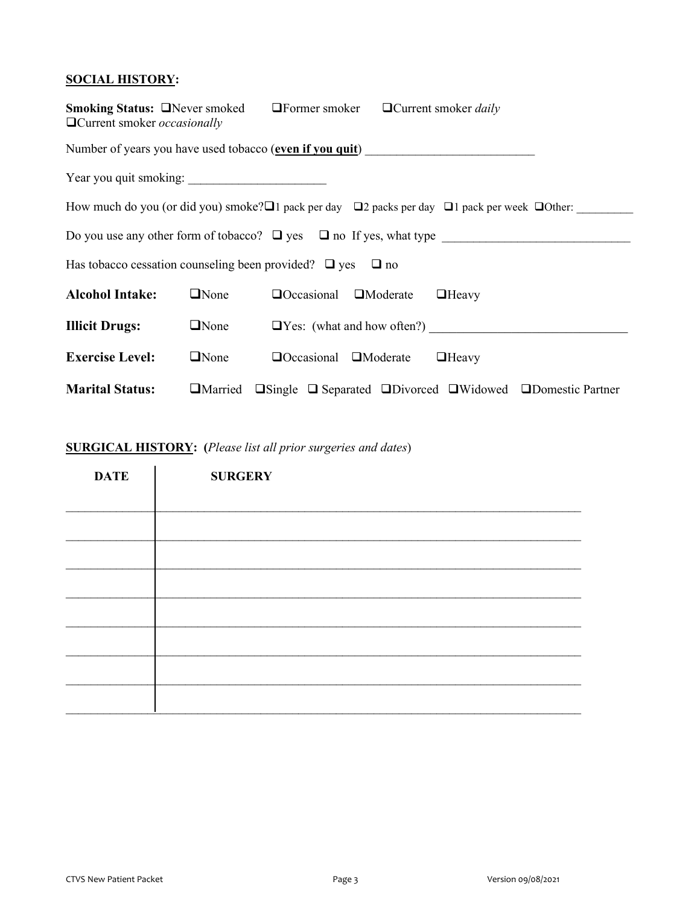**SOCIAL HISTORY:**

**Smoking Status:** ❑Never smoked ❑Former smoker ❑Current smoker *daily* ❑Current smoker *occasionally*

Number of years you have used tobacco (**even if you quit**) ___________________________

Year you quit smoking: ______________________

How much do you (or did you) smoke? ❑1 pack per day ❑2 packs per day ❑1 pack per week ❑Other: _________

Do you use any other form of tobacco? ❑ yes ❑ no If yes, what type ______________________________

Has tobacco cessation counseling been provided? ❑ yes ❑ no

**Alcohol Intake:** ❑None ❑Occasional ❑Moderate ❑Heavy

**Illicit Drugs:** ❑None ❑Yes: (what and how often?) _______________________________

**Exercise Level:** ❑None ❑Occasional ❑Moderate ❑Heavy

**Marital Status:** ❑Married ❑Single ❑ Separated ❑Divorced ❑Widowed ❑Domestic Partner

**SURGICAL HISTORY: (***Please list all prior surgeries and dates***)**

| DATE | SURGERY |
|---|---|
| | |
| | |
| | |
| | |
| | |
| | |
| | |
| | |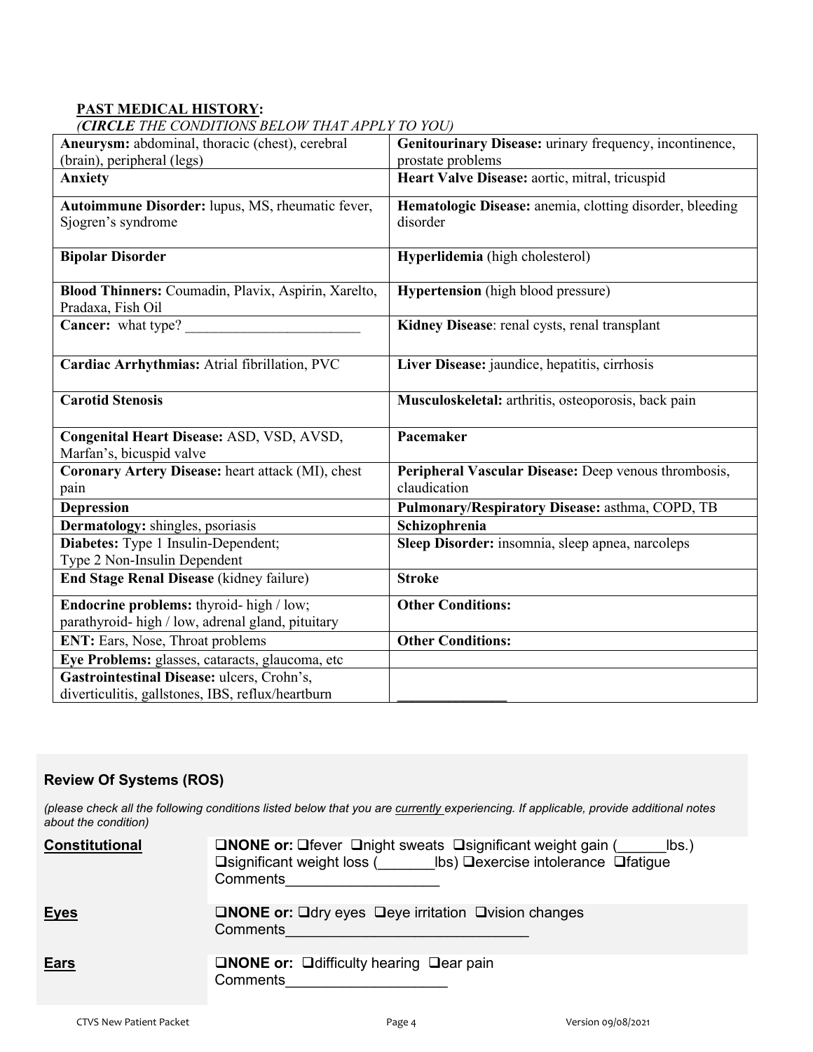**PAST MEDICAL HISTORY:**

*(**CIRCLE** THE CONDITIONS BELOW THAT APPLY TO YOU)*

| | |
|---|---|
| **Aneurysm:** abdominal, thoracic (chest), cerebral (brain), peripheral (legs) | **Genitourinary Disease:** urinary frequency, incontinence, prostate problems |
| **Anxiety** | **Heart Valve Disease:** aortic, mitral, tricuspid |
| **Autoimmune Disorder:** lupus, MS, rheumatic fever, Sjogren's syndrome | **Hematologic Disease:** anemia, clotting disorder, bleeding disorder |
| **Bipolar Disorder** | **Hyperlidemia** (high cholesterol) |
| **Blood Thinners:** Coumadin, Plavix, Aspirin, Xarelto, Pradaxa, Fish Oil | **Hypertension** (high blood pressure) |
| **Cancer:** what type? ________________________ | **Kidney Disease**: renal cysts, renal transplant |
| **Cardiac Arrhythmias:** Atrial fibrillation, PVC | **Liver Disease:** jaundice, hepatitis, cirrhosis |
| **Carotid Stenosis** | **Musculoskeletal:** arthritis, osteoporosis, back pain |
| **Congenital Heart Disease:** ASD, VSD, AVSD, Marfan's, bicuspid valve | **Pacemaker** |
| **Coronary Artery Disease:** heart attack (MI), chest pain | **Peripheral Vascular Disease:** Deep venous thrombosis, claudication |
| **Depression** | **Pulmonary/Respiratory Disease:** asthma, COPD, TB |
| **Dermatology:** shingles, psoriasis | **Schizophrenia** |
| **Diabetes:** Type 1 Insulin-Dependent; Type 2 Non-Insulin Dependent | **Sleep Disorder:** insomnia, sleep apnea, narcoleps |
| **End Stage Renal Disease** (kidney failure) | **Stroke** |
| **Endocrine problems:** thyroid- high / low; parathyroid- high / low, adrenal gland, pituitary | **Other Conditions:** |
| **ENT:** Ears, Nose, Throat problems | **Other Conditions:** |
| **Eye Problems:** glasses, cataracts, glaucoma, etc | |
| **Gastrointestinal Disease:** ulcers, Crohn's, diverticulitis, gallstones, IBS, reflux/heartburn | _______________ |

### Review Of Systems (ROS)

*(please check all the following conditions listed below that you are currently experiencing. If applicable, provide additional notes about the condition)*

**Constitutional** — ❑**NONE or:** ❑fever ❑night sweats ❑significant weight gain (______lbs.) ❑significant weight loss (_______lbs) ❑exercise intolerance ❑fatigue
Comments___________________

**Eyes** — ❑**NONE or:** ❑dry eyes ❑eye irritation ❑vision changes
Comments______________________________

**Ears** — ❑**NONE or:** ❑difficulty hearing ❑ear pain
Comments____________________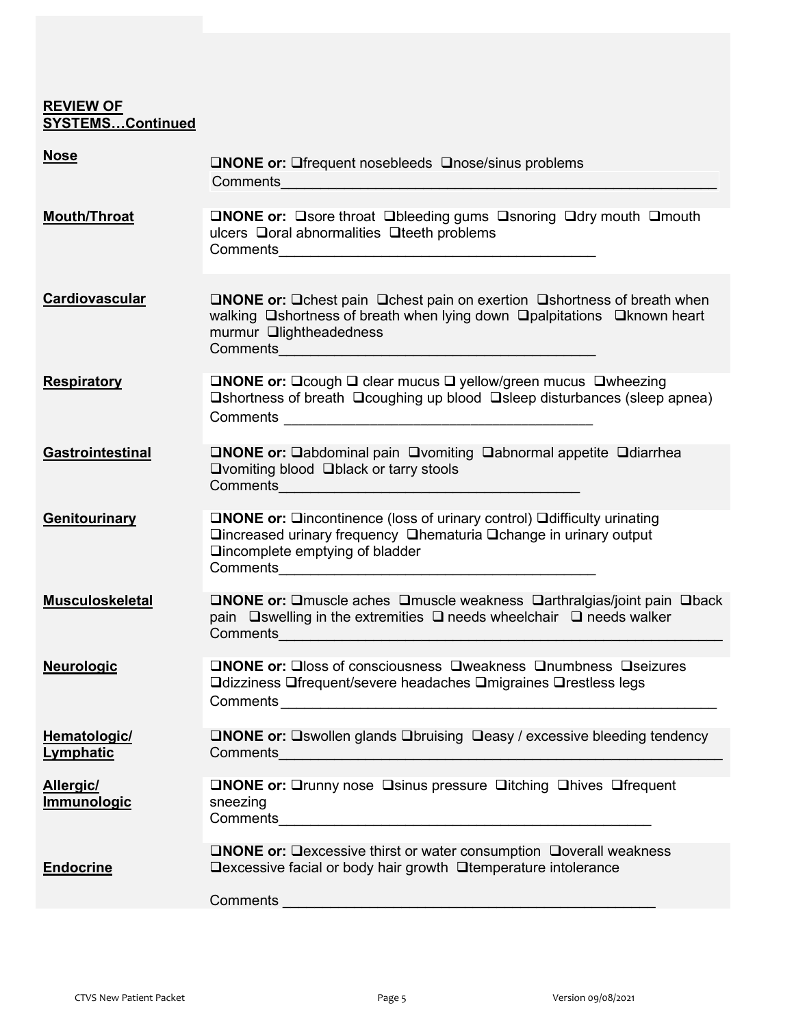## REVIEW OF SYSTEMS…Continued

**Nose**

❑**NONE or:** ❑frequent nosebleeds ❑nose/sinus problems
Comments\_\_\_\_\_\_\_\_\_\_\_\_\_\_\_\_\_\_\_\_\_\_\_\_\_\_\_\_\_\_\_\_\_\_\_\_\_\_\_\_

**Mouth/Throat**

❑**NONE or:** ❑sore throat ❑bleeding gums ❑snoring ❑dry mouth ❑mouth ulcers ❑oral abnormalities ❑teeth problems
Comments\_\_\_\_\_\_\_\_\_\_\_\_\_\_\_\_\_\_\_\_\_\_\_\_\_\_\_\_\_\_\_\_\_\_\_\_\_\_\_\_

**Cardiovascular**

❑**NONE or:** ❑chest pain ❑chest pain on exertion ❑shortness of breath when walking ❑shortness of breath when lying down ❑palpitations ❑known heart murmur ❑lightheadedness
Comments\_\_\_\_\_\_\_\_\_\_\_\_\_\_\_\_\_\_\_\_\_\_\_\_\_\_\_\_\_\_\_\_\_\_\_\_\_\_\_\_

**Respiratory**

❑**NONE or:** ❑cough ❑ clear mucus ❑ yellow/green mucus ❑wheezing ❑shortness of breath ❑coughing up blood ❑sleep disturbances (sleep apnea)
Comments \_\_\_\_\_\_\_\_\_\_\_\_\_\_\_\_\_\_\_\_\_\_\_\_\_\_\_\_\_\_\_\_\_\_\_\_\_\_\_\_

**Gastrointestinal**

❑**NONE or:** ❑abdominal pain ❑vomiting ❑abnormal appetite ❑diarrhea ❑vomiting blood ❑black or tarry stools
Comments\_\_\_\_\_\_\_\_\_\_\_\_\_\_\_\_\_\_\_\_\_\_\_\_\_\_\_\_\_\_\_\_\_\_\_\_\_\_\_\_

**Genitourinary**

❑**NONE or:** ❑incontinence (loss of urinary control) ❑difficulty urinating ❑increased urinary frequency ❑hematuria ❑change in urinary output ❑incomplete emptying of bladder
Comments\_\_\_\_\_\_\_\_\_\_\_\_\_\_\_\_\_\_\_\_\_\_\_\_\_\_\_\_\_\_\_\_\_\_\_\_\_\_\_\_

**Musculoskeletal**

❑**NONE or:** ❑muscle aches ❑muscle weakness ❑arthralgias/joint pain ❑back pain ❑swelling in the extremities ❑ needs wheelchair ❑ needs walker
Comments\_\_\_\_\_\_\_\_\_\_\_\_\_\_\_\_\_\_\_\_\_\_\_\_\_\_\_\_\_\_\_\_\_\_\_\_\_\_\_\_

**Neurologic**

❑**NONE or:** ❑loss of consciousness ❑weakness ❑numbness ❑seizures ❑dizziness ❑frequent/severe headaches ❑migraines ❑restless legs
Comments\_\_\_\_\_\_\_\_\_\_\_\_\_\_\_\_\_\_\_\_\_\_\_\_\_\_\_\_\_\_\_\_\_\_\_\_\_\_\_\_

**Hematologic/ Lymphatic**

❑**NONE or:** ❑swollen glands ❑bruising ❑easy / excessive bleeding tendency
Comments\_\_\_\_\_\_\_\_\_\_\_\_\_\_\_\_\_\_\_\_\_\_\_\_\_\_\_\_\_\_\_\_\_\_\_\_\_\_\_\_

**Allergic/ Immunologic**

❑**NONE or:** ❑runny nose ❑sinus pressure ❑itching ❑hives ❑frequent sneezing
Comments\_\_\_\_\_\_\_\_\_\_\_\_\_\_\_\_\_\_\_\_\_\_\_\_\_\_\_\_\_\_\_\_\_\_\_\_\_\_\_\_

**Endocrine**

❑**NONE or:** ❑excessive thirst or water consumption ❑overall weakness ❑excessive facial or body hair growth ❑temperature intolerance

Comments \_\_\_\_\_\_\_\_\_\_\_\_\_\_\_\_\_\_\_\_\_\_\_\_\_\_\_\_\_\_\_\_\_\_\_\_\_\_\_\_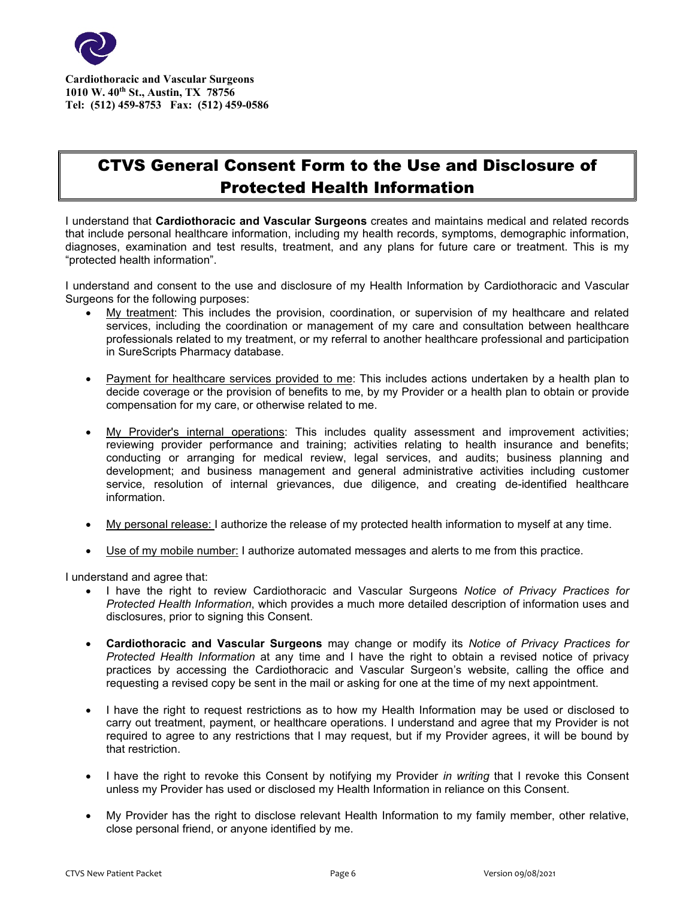**Cardiothoracic and Vascular Surgeons**
**1010 W. 40th St., Austin, TX 78756**
**Tel: (512) 459-8753 Fax: (512) 459-0586**

# CTVS General Consent Form to the Use and Disclosure of Protected Health Information

I understand that **Cardiothoracic and Vascular Surgeons** creates and maintains medical and related records that include personal healthcare information, including my health records, symptoms, demographic information, diagnoses, examination and test results, treatment, and any plans for future care or treatment. This is my "protected health information".

I understand and consent to the use and disclosure of my Health Information by Cardiothoracic and Vascular Surgeons for the following purposes:

- <u>My treatment</u>: This includes the provision, coordination, or supervision of my healthcare and related services, including the coordination or management of my care and consultation between healthcare professionals related to my treatment, or my referral to another healthcare professional and participation in SureScripts Pharmacy database.
- <u>Payment for healthcare services provided to me</u>: This includes actions undertaken by a health plan to decide coverage or the provision of benefits to me, by my Provider or a health plan to obtain or provide compensation for my care, or otherwise related to me.
- <u>My Provider's internal operations</u>: This includes quality assessment and improvement activities; reviewing provider performance and training; activities relating to health insurance and benefits; conducting or arranging for medical review, legal services, and audits; business planning and development; and business management and general administrative activities including customer service, resolution of internal grievances, due diligence, and creating de-identified healthcare information.
- <u>My personal release:</u> I authorize the release of my protected health information to myself at any time.
- <u>Use of my mobile number:</u> I authorize automated messages and alerts to me from this practice.

I understand and agree that:

- I have the right to review Cardiothoracic and Vascular Surgeons *Notice of Privacy Practices for Protected Health Information*, which provides a much more detailed description of information uses and disclosures, prior to signing this Consent.
- **Cardiothoracic and Vascular Surgeons** may change or modify its *Notice of Privacy Practices for Protected Health Information* at any time and I have the right to obtain a revised notice of privacy practices by accessing the Cardiothoracic and Vascular Surgeon's website, calling the office and requesting a revised copy be sent in the mail or asking for one at the time of my next appointment.
- I have the right to request restrictions as to how my Health Information may be used or disclosed to carry out treatment, payment, or healthcare operations. I understand and agree that my Provider is not required to agree to any restrictions that I may request, but if my Provider agrees, it will be bound by that restriction.
- I have the right to revoke this Consent by notifying my Provider *in writing* that I revoke this Consent unless my Provider has used or disclosed my Health Information in reliance on this Consent.
- My Provider has the right to disclose relevant Health Information to my family member, other relative, close personal friend, or anyone identified by me.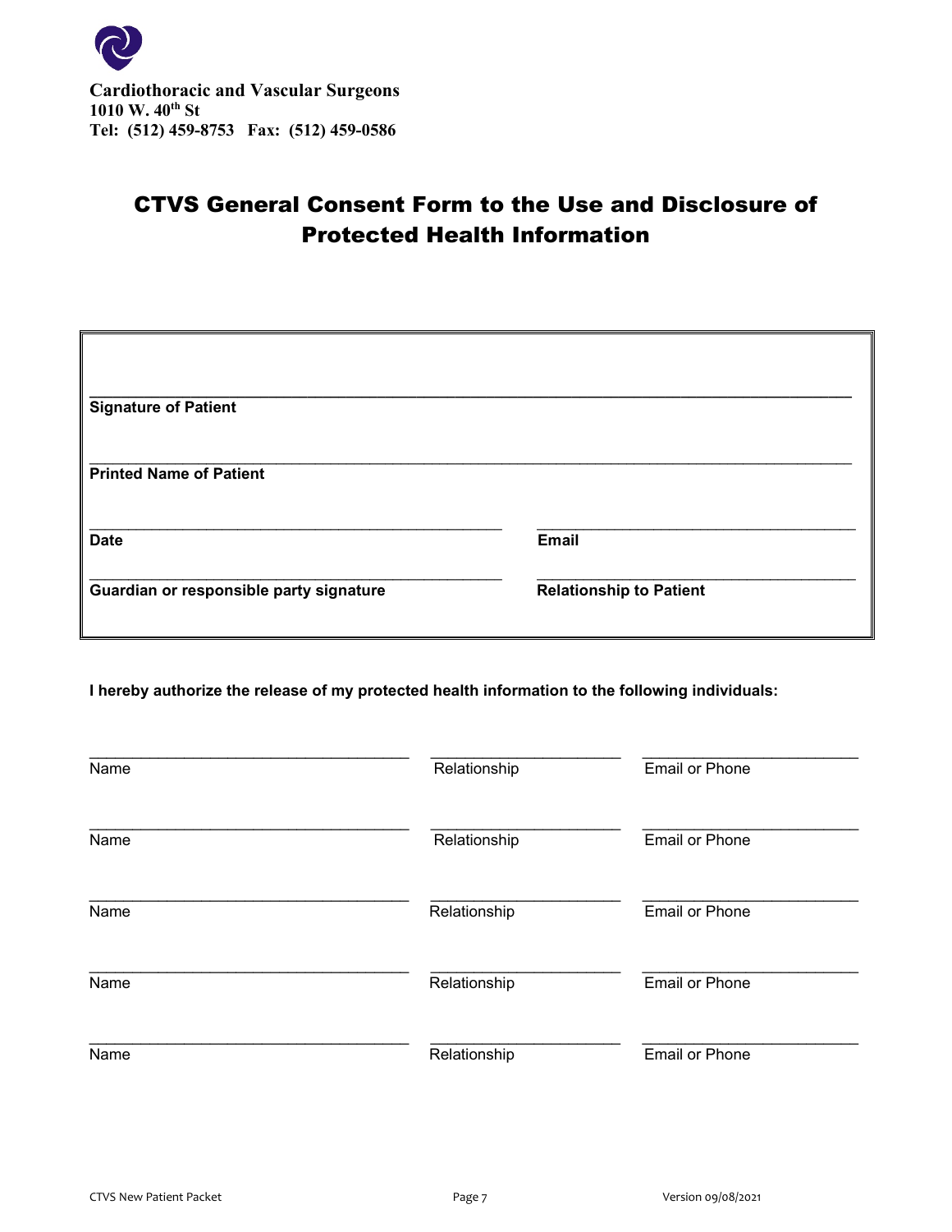**Cardiothoracic and Vascular Surgeons**
**1010 W. 40th St**
**Tel: (512) 459-8753 Fax: (512) 459-0586**

# CTVS General Consent Form to the Use and Disclosure of Protected Health Information

\_\_\_\_\_\_\_\_\_\_\_\_\_\_\_\_\_\_\_\_\_\_\_\_\_\_\_\_\_\_\_\_\_\_\_\_\_\_\_\_\_\_\_\_\_\_\_\_\_\_\_\_\_\_\_\_\_\_
**Signature of Patient**

\_\_\_\_\_\_\_\_\_\_\_\_\_\_\_\_\_\_\_\_\_\_\_\_\_\_\_\_\_\_\_\_\_\_\_\_\_\_\_\_\_\_\_\_\_\_\_\_\_\_\_\_\_\_\_\_\_\_
**Printed Name of Patient**

| | |
|---|---|
| \_\_\_\_\_\_\_\_\_\_\_\_\_\_\_\_\_\_\_\_\_\_\_\_\_\_\_\_ | \_\_\_\_\_\_\_\_\_\_\_\_\_\_\_\_\_\_\_\_\_\_\_\_\_\_\_\_ |
| **Date** | **Email** |
| \_\_\_\_\_\_\_\_\_\_\_\_\_\_\_\_\_\_\_\_\_\_\_\_\_\_\_\_ | \_\_\_\_\_\_\_\_\_\_\_\_\_\_\_\_\_\_\_\_\_\_\_\_\_\_\_\_ |
| **Guardian or responsible party signature** | **Relationship to Patient** |

**I hereby authorize the release of my protected health information to the following individuals:**

| Name | Relationship | Email or Phone |
|---|---|---|
| | | |
| | | |
| | | |
| | | |
| | | |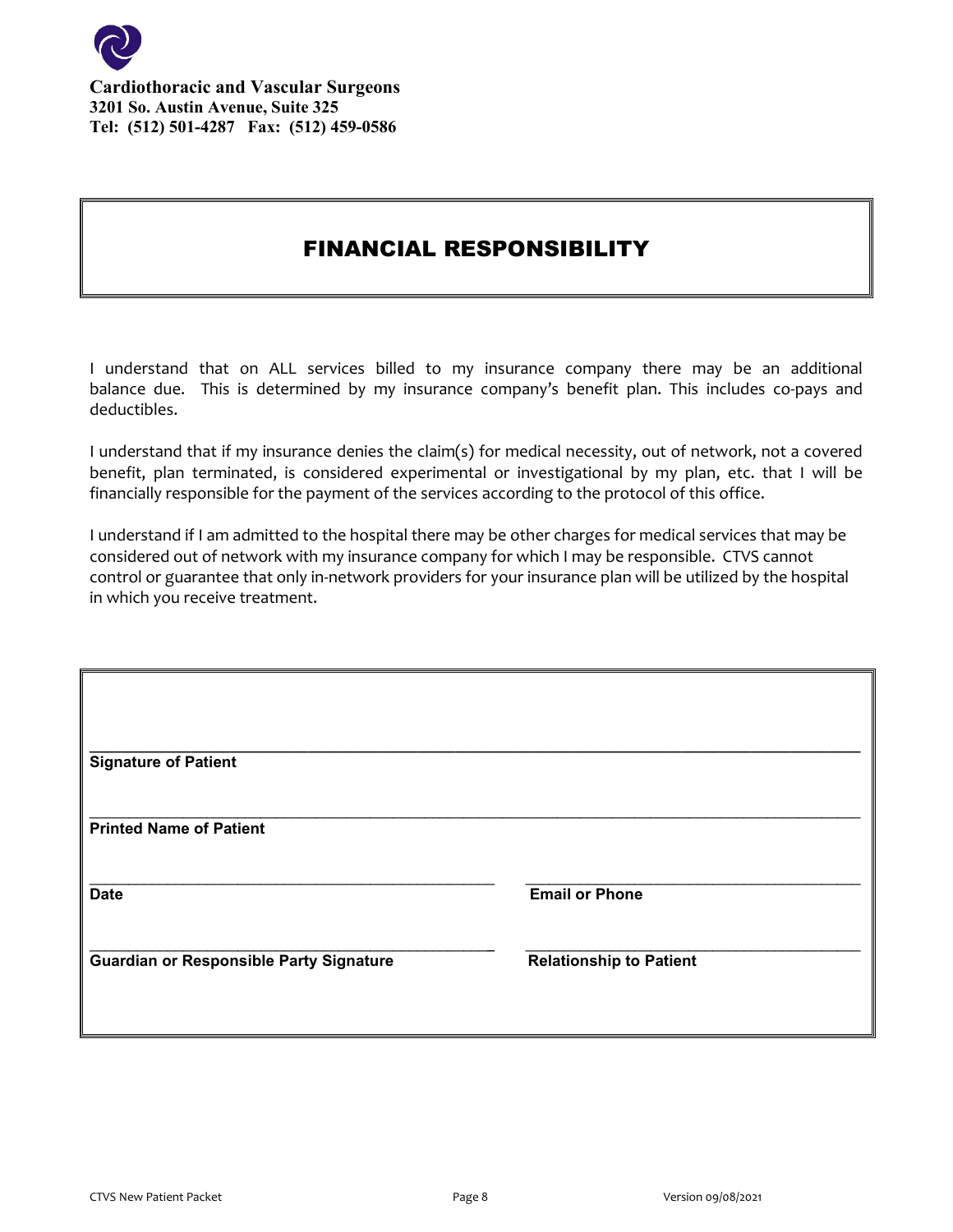**Cardiothoracic and Vascular Surgeons**
**3201 So. Austin Avenue, Suite 325**
**Tel: (512) 501-4287 Fax: (512) 459-0586**

# FINANCIAL RESPONSIBILITY

I understand that on ALL services billed to my insurance company there may be an additional balance due. This is determined by my insurance company's benefit plan. This includes co-pays and deductibles.

I understand that if my insurance denies the claim(s) for medical necessity, out of network, not a covered benefit, plan terminated, is considered experimental or investigational by my plan, etc. that I will be financially responsible for the payment of the services according to the protocol of this office.

I understand if I am admitted to the hospital there may be other charges for medical services that may be considered out of network with my insurance company for which I may be responsible. CTVS cannot control or guarantee that only in-network providers for your insurance plan will be utilized by the hospital in which you receive treatment.

\_\_\_\_\_\_\_\_\_\_\_\_\_\_\_\_\_\_\_\_\_\_\_\_\_\_\_\_\_\_\_\_\_\_\_\_\_\_\_\_\_\_\_\_\_\_\_\_\_\_\_\_\_\_\_\_\_\_\_\_\_\_\_\_\_\_\_\_\_\_\_\_
**Signature of Patient**

\_\_\_\_\_\_\_\_\_\_\_\_\_\_\_\_\_\_\_\_\_\_\_\_\_\_\_\_\_\_\_\_\_\_\_\_\_\_\_\_\_\_\_\_\_\_\_\_\_\_\_\_\_\_\_\_\_\_\_\_\_\_\_\_\_\_\_\_\_\_\_\_
**Printed Name of Patient**

| \_\_\_\_\_\_\_\_\_\_\_\_\_\_\_\_\_\_\_\_\_\_\_\_\_\_\_\_\_\_ | \_\_\_\_\_\_\_\_\_\_\_\_\_\_\_\_\_\_\_\_\_\_\_\_\_\_\_\_\_\_ |
|---|---|
| **Date** | **Email or Phone** |
| \_\_\_\_\_\_\_\_\_\_\_\_\_\_\_\_\_\_\_\_\_\_\_\_\_\_\_\_\_\_ | \_\_\_\_\_\_\_\_\_\_\_\_\_\_\_\_\_\_\_\_\_\_\_\_\_\_\_\_\_\_ |
| **Guardian or Responsible Party Signature** | **Relationship to Patient** |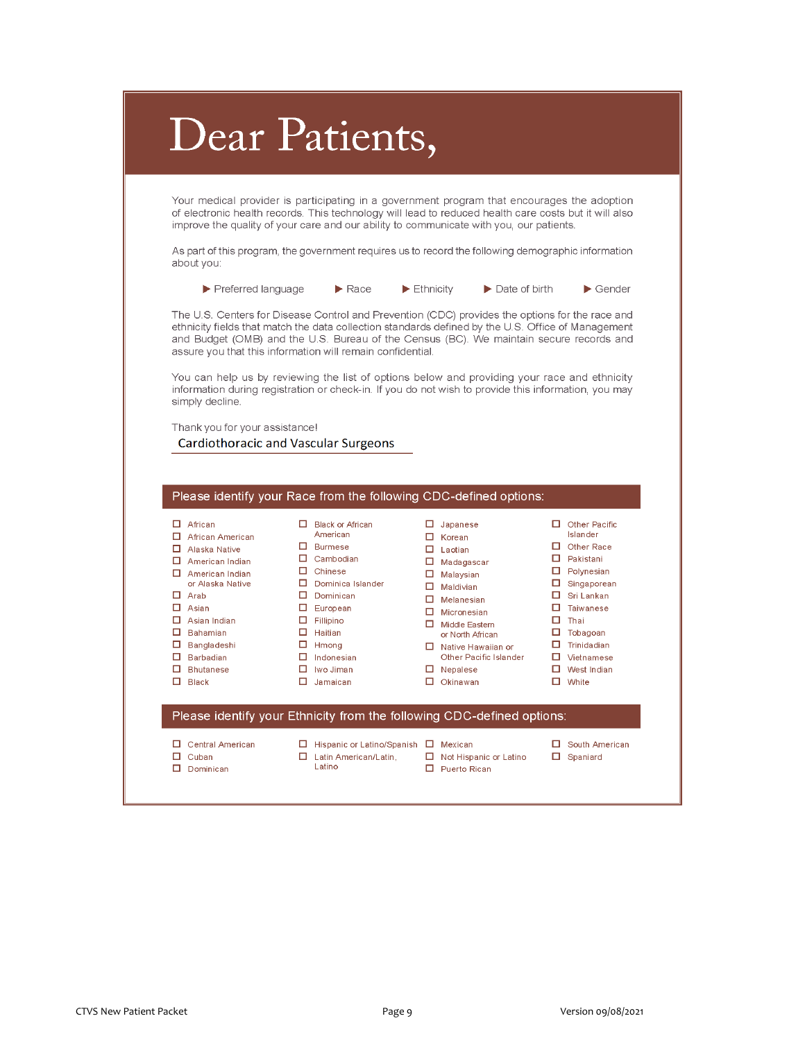# Dear Patients,

Your medical provider is participating in a government program that encourages the adoption of electronic health records. This technology will lead to reduced health care costs but it will also improve the quality of your care and our ability to communicate with you, our patients.

As part of this program, the government requires us to record the following demographic information about you:

- ▶ Preferred language
- ▶ Race
- ▶ Ethnicity
- ▶ Date of birth
- ▶ Gender

The U.S. Centers for Disease Control and Prevention (CDC) provides the options for the race and ethnicity fields that match the data collection standards defined by the U.S. Office of Management and Budget (OMB) and the U.S. Bureau of the Census (BC). We maintain secure records and assure you that this information will remain confidential.

You can help us by reviewing the list of options below and providing your race and ethnicity information during registration or check-in. If you do not wish to provide this information, you may simply decline.

Thank you for your assistance!

Cardiothoracic and Vascular Surgeons

## Please identify your Race from the following CDC-defined options:

- ☐ African
- ☐ African American
- ☐ Alaska Native
- ☐ American Indian
- ☐ American Indian or Alaska Native
- ☐ Arab
- ☐ Asian
- ☐ Asian Indian
- ☐ Bahamian
- ☐ Bangladeshi
- ☐ Barbadian
- ☐ Bhutanese
- ☐ Black
- ☐ Black or African American
- ☐ Burmese
- ☐ Cambodian
- ☐ Chinese
- ☐ Dominica Islander
- ☐ Dominican
- ☐ European
- ☐ Fillipino
- ☐ Haitian
- ☐ Hmong
- ☐ Indonesian
- ☐ Iwo Jiman
- ☐ Jamaican
- ☐ Japanese
- ☐ Korean
- ☐ Laotian
- ☐ Madagascar
- ☐ Malaysian
- ☐ Maldivian
- ☐ Melanesian
- ☐ Micronesian
- ☐ Middle Eastern or North African
- ☐ Native Hawaiian or Other Pacific Islander
- ☐ Nepalese
- ☐ Okinawan
- ☐ Other Pacific Islander
- ☐ Other Race
- ☐ Pakistani
- ☐ Polynesian
- ☐ Singaporean
- ☐ Sri Lankan
- ☐ Taiwanese
- ☐ Thai
- ☐ Tobagoan
- ☐ Trinidadian
- ☐ Vietnamese
- ☐ West Indian
- ☐ White

## Please identify your Ethnicity from the following CDC-defined options:

- ☐ Central American
- ☐ Cuban
- ☐ Dominican
- ☐ Hispanic or Latino/Spanish
- ☐ Latin American/Latin, Latino
- ☐ Mexican
- ☐ Not Hispanic or Latino
- ☐ Puerto Rican
- ☐ South American
- ☐ Spaniard